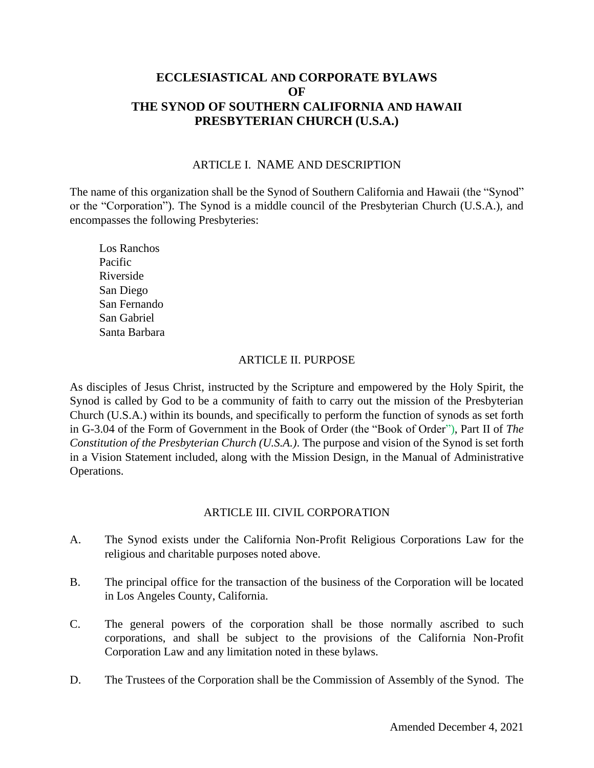# ECCLESIASTICAL AND CORPORATE BYLAWS
# OF
# THE SYNOD OF SOUTHERN CALIFORNIA AND HAWAII
# PRESBYTERIAN CHURCH (U.S.A.)

## ARTICLE I. NAME AND DESCRIPTION

The name of this organization shall be the Synod of Southern California and Hawaii (the "Synod" or the "Corporation"). The Synod is a middle council of the Presbyterian Church (U.S.A.), and encompasses the following Presbyteries:

Los Ranchos
Pacific
Riverside
San Diego
San Fernando
San Gabriel
Santa Barbara

## ARTICLE II. PURPOSE

As disciples of Jesus Christ, instructed by the Scripture and empowered by the Holy Spirit, the Synod is called by God to be a community of faith to carry out the mission of the Presbyterian Church (U.S.A.) within its bounds, and specifically to perform the function of synods as set forth in G-3.04 of the Form of Government in the Book of Order (the "Book of Order"), Part II of *The Constitution of the Presbyterian Church (U.S.A.)*. The purpose and vision of the Synod is set forth in a Vision Statement included, along with the Mission Design, in the Manual of Administrative Operations.

## ARTICLE III. CIVIL CORPORATION

A. The Synod exists under the California Non-Profit Religious Corporations Law for the religious and charitable purposes noted above.

B. The principal office for the transaction of the business of the Corporation will be located in Los Angeles County, California.

C. The general powers of the corporation shall be those normally ascribed to such corporations, and shall be subject to the provisions of the California Non-Profit Corporation Law and any limitation noted in these bylaws.

D. The Trustees of the Corporation shall be the Commission of Assembly of the Synod. The

Amended December 4, 2021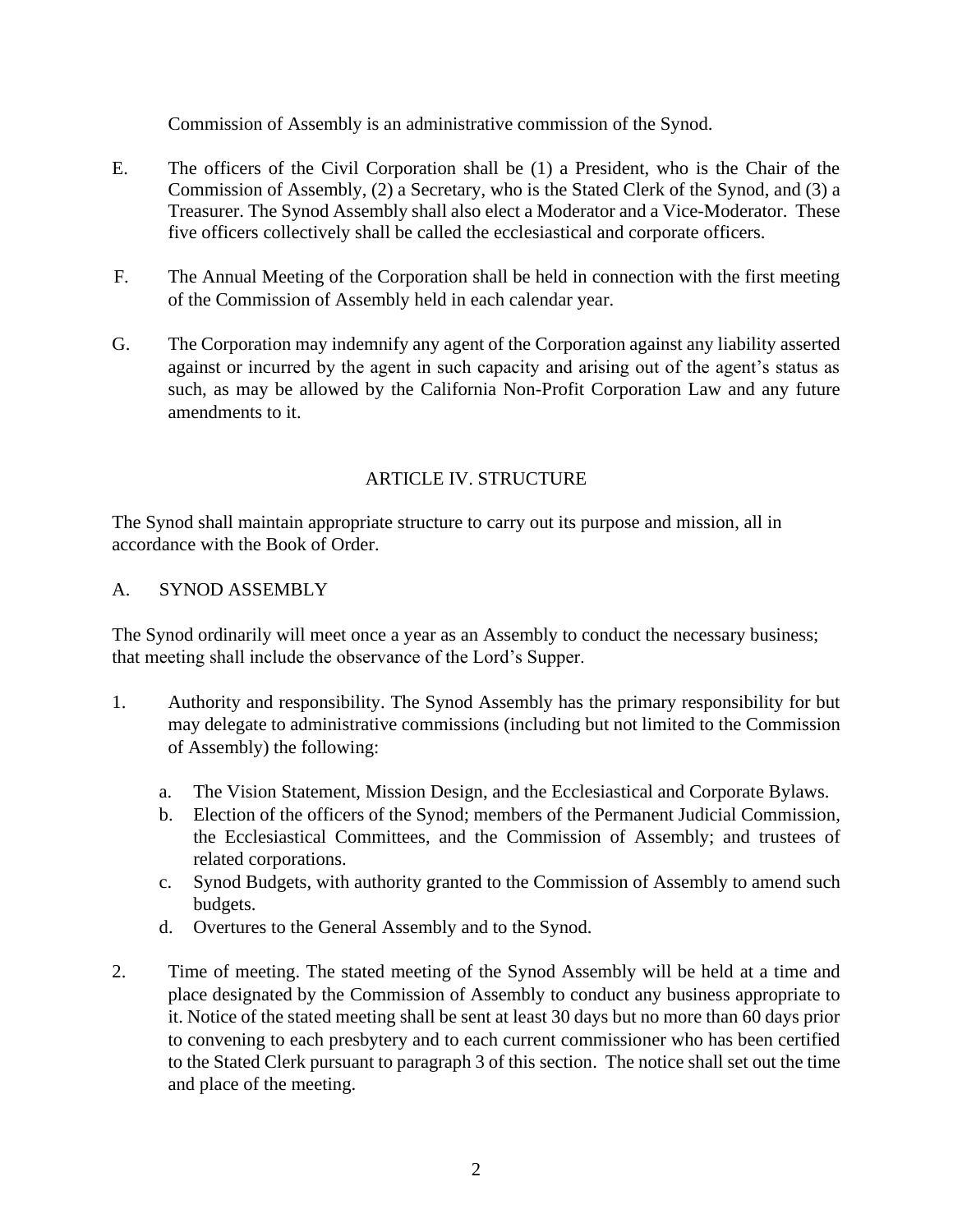Commission of Assembly is an administrative commission of the Synod.

E. The officers of the Civil Corporation shall be (1) a President, who is the Chair of the Commission of Assembly, (2) a Secretary, who is the Stated Clerk of the Synod, and (3) a Treasurer. The Synod Assembly shall also elect a Moderator and a Vice-Moderator. These five officers collectively shall be called the ecclesiastical and corporate officers.

F. The Annual Meeting of the Corporation shall be held in connection with the first meeting of the Commission of Assembly held in each calendar year.

G. The Corporation may indemnify any agent of the Corporation against any liability asserted against or incurred by the agent in such capacity and arising out of the agent's status as such, as may be allowed by the California Non-Profit Corporation Law and any future amendments to it.

## ARTICLE IV. STRUCTURE

The Synod shall maintain appropriate structure to carry out its purpose and mission, all in accordance with the Book of Order.

### A. SYNOD ASSEMBLY

The Synod ordinarily will meet once a year as an Assembly to conduct the necessary business; that meeting shall include the observance of the Lord's Supper.

1. Authority and responsibility. The Synod Assembly has the primary responsibility for but may delegate to administrative commissions (including but not limited to the Commission of Assembly) the following:

   a. The Vision Statement, Mission Design, and the Ecclesiastical and Corporate Bylaws.
   b. Election of the officers of the Synod; members of the Permanent Judicial Commission, the Ecclesiastical Committees, and the Commission of Assembly; and trustees of related corporations.
   c. Synod Budgets, with authority granted to the Commission of Assembly to amend such budgets.
   d. Overtures to the General Assembly and to the Synod.

2. Time of meeting. The stated meeting of the Synod Assembly will be held at a time and place designated by the Commission of Assembly to conduct any business appropriate to it. Notice of the stated meeting shall be sent at least 30 days but no more than 60 days prior to convening to each presbytery and to each current commissioner who has been certified to the Stated Clerk pursuant to paragraph 3 of this section. The notice shall set out the time and place of the meeting.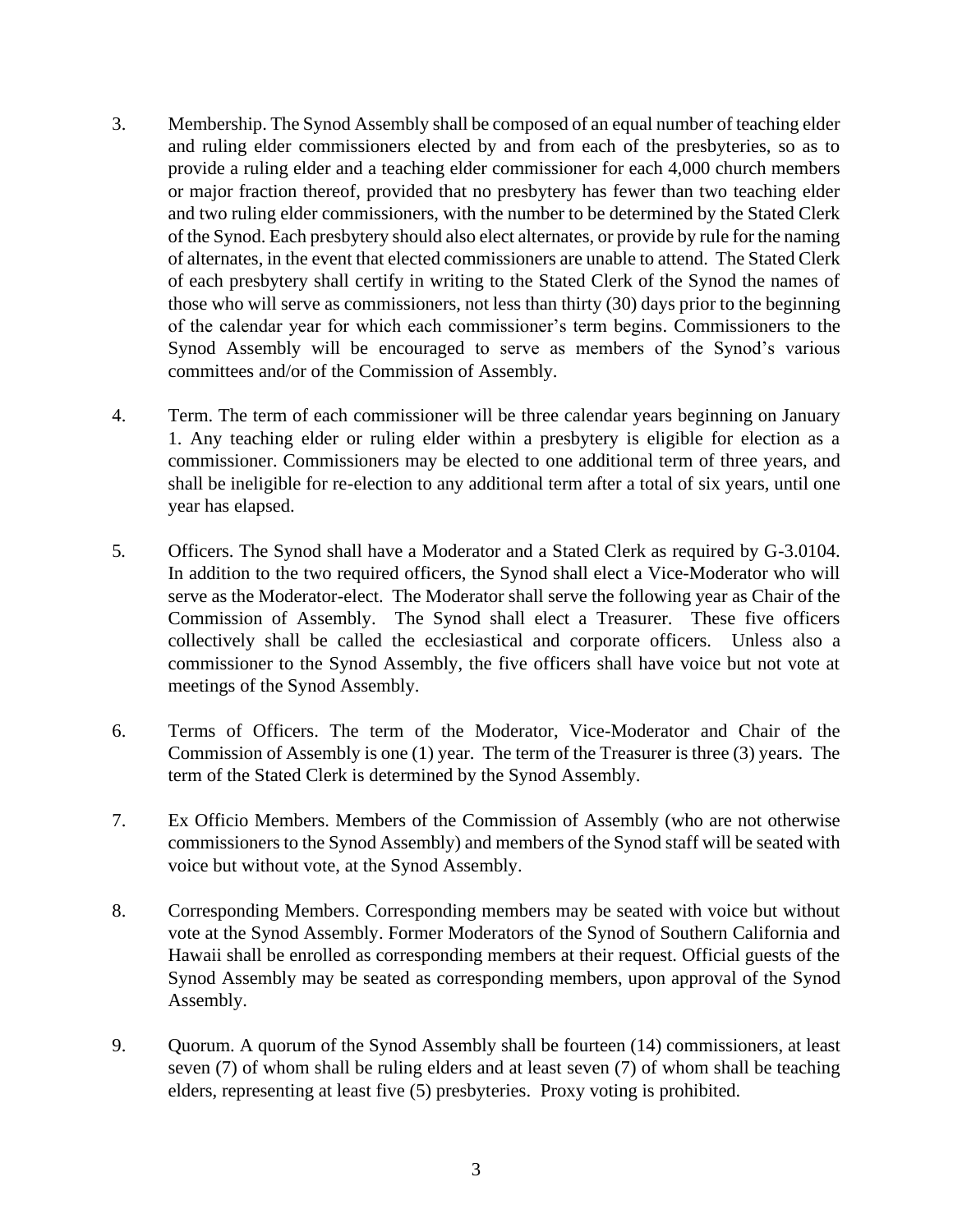3. Membership. The Synod Assembly shall be composed of an equal number of teaching elder and ruling elder commissioners elected by and from each of the presbyteries, so as to provide a ruling elder and a teaching elder commissioner for each 4,000 church members or major fraction thereof, provided that no presbytery has fewer than two teaching elder and two ruling elder commissioners, with the number to be determined by the Stated Clerk of the Synod. Each presbytery should also elect alternates, or provide by rule for the naming of alternates, in the event that elected commissioners are unable to attend. The Stated Clerk of each presbytery shall certify in writing to the Stated Clerk of the Synod the names of those who will serve as commissioners, not less than thirty (30) days prior to the beginning of the calendar year for which each commissioner's term begins. Commissioners to the Synod Assembly will be encouraged to serve as members of the Synod's various committees and/or of the Commission of Assembly.

4. Term. The term of each commissioner will be three calendar years beginning on January 1. Any teaching elder or ruling elder within a presbytery is eligible for election as a commissioner. Commissioners may be elected to one additional term of three years, and shall be ineligible for re-election to any additional term after a total of six years, until one year has elapsed.

5. Officers. The Synod shall have a Moderator and a Stated Clerk as required by G-3.0104. In addition to the two required officers, the Synod shall elect a Vice-Moderator who will serve as the Moderator-elect. The Moderator shall serve the following year as Chair of the Commission of Assembly. The Synod shall elect a Treasurer. These five officers collectively shall be called the ecclesiastical and corporate officers. Unless also a commissioner to the Synod Assembly, the five officers shall have voice but not vote at meetings of the Synod Assembly.

6. Terms of Officers. The term of the Moderator, Vice-Moderator and Chair of the Commission of Assembly is one (1) year. The term of the Treasurer is three (3) years. The term of the Stated Clerk is determined by the Synod Assembly.

7. Ex Officio Members. Members of the Commission of Assembly (who are not otherwise commissioners to the Synod Assembly) and members of the Synod staff will be seated with voice but without vote, at the Synod Assembly.

8. Corresponding Members. Corresponding members may be seated with voice but without vote at the Synod Assembly. Former Moderators of the Synod of Southern California and Hawaii shall be enrolled as corresponding members at their request. Official guests of the Synod Assembly may be seated as corresponding members, upon approval of the Synod Assembly.

9. Quorum. A quorum of the Synod Assembly shall be fourteen (14) commissioners, at least seven (7) of whom shall be ruling elders and at least seven (7) of whom shall be teaching elders, representing at least five (5) presbyteries. Proxy voting is prohibited.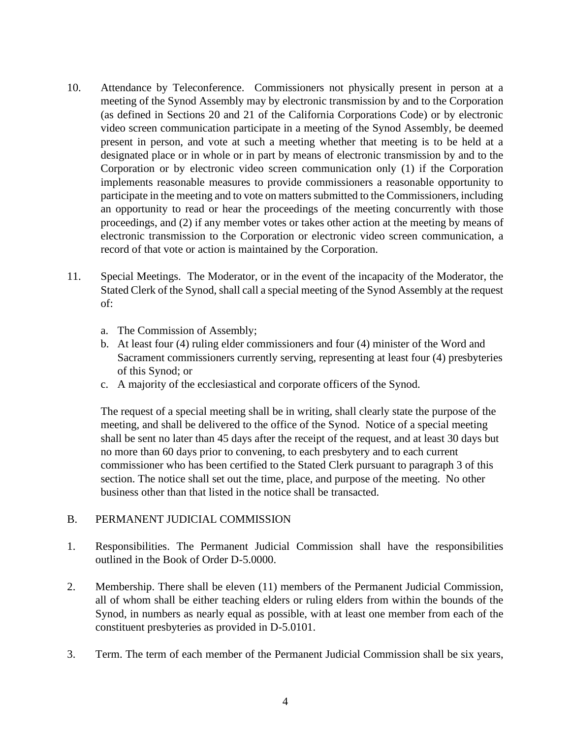10. Attendance by Teleconference. Commissioners not physically present in person at a meeting of the Synod Assembly may by electronic transmission by and to the Corporation (as defined in Sections 20 and 21 of the California Corporations Code) or by electronic video screen communication participate in a meeting of the Synod Assembly, be deemed present in person, and vote at such a meeting whether that meeting is to be held at a designated place or in whole or in part by means of electronic transmission by and to the Corporation or by electronic video screen communication only (1) if the Corporation implements reasonable measures to provide commissioners a reasonable opportunity to participate in the meeting and to vote on matters submitted to the Commissioners, including an opportunity to read or hear the proceedings of the meeting concurrently with those proceedings, and (2) if any member votes or takes other action at the meeting by means of electronic transmission to the Corporation or electronic video screen communication, a record of that vote or action is maintained by the Corporation.

11. Special Meetings. The Moderator, or in the event of the incapacity of the Moderator, the Stated Clerk of the Synod, shall call a special meeting of the Synod Assembly at the request of:

    a. The Commission of Assembly;
    b. At least four (4) ruling elder commissioners and four (4) minister of the Word and Sacrament commissioners currently serving, representing at least four (4) presbyteries of this Synod; or
    c. A majority of the ecclesiastical and corporate officers of the Synod.

    The request of a special meeting shall be in writing, shall clearly state the purpose of the meeting, and shall be delivered to the office of the Synod. Notice of a special meeting shall be sent no later than 45 days after the receipt of the request, and at least 30 days but no more than 60 days prior to convening, to each presbytery and to each current commissioner who has been certified to the Stated Clerk pursuant to paragraph 3 of this section. The notice shall set out the time, place, and purpose of the meeting. No other business other than that listed in the notice shall be transacted.

B. PERMANENT JUDICIAL COMMISSION

1. Responsibilities. The Permanent Judicial Commission shall have the responsibilities outlined in the Book of Order D-5.0000.

2. Membership. There shall be eleven (11) members of the Permanent Judicial Commission, all of whom shall be either teaching elders or ruling elders from within the bounds of the Synod, in numbers as nearly equal as possible, with at least one member from each of the constituent presbyteries as provided in D-5.0101.

3. Term. The term of each member of the Permanent Judicial Commission shall be six years,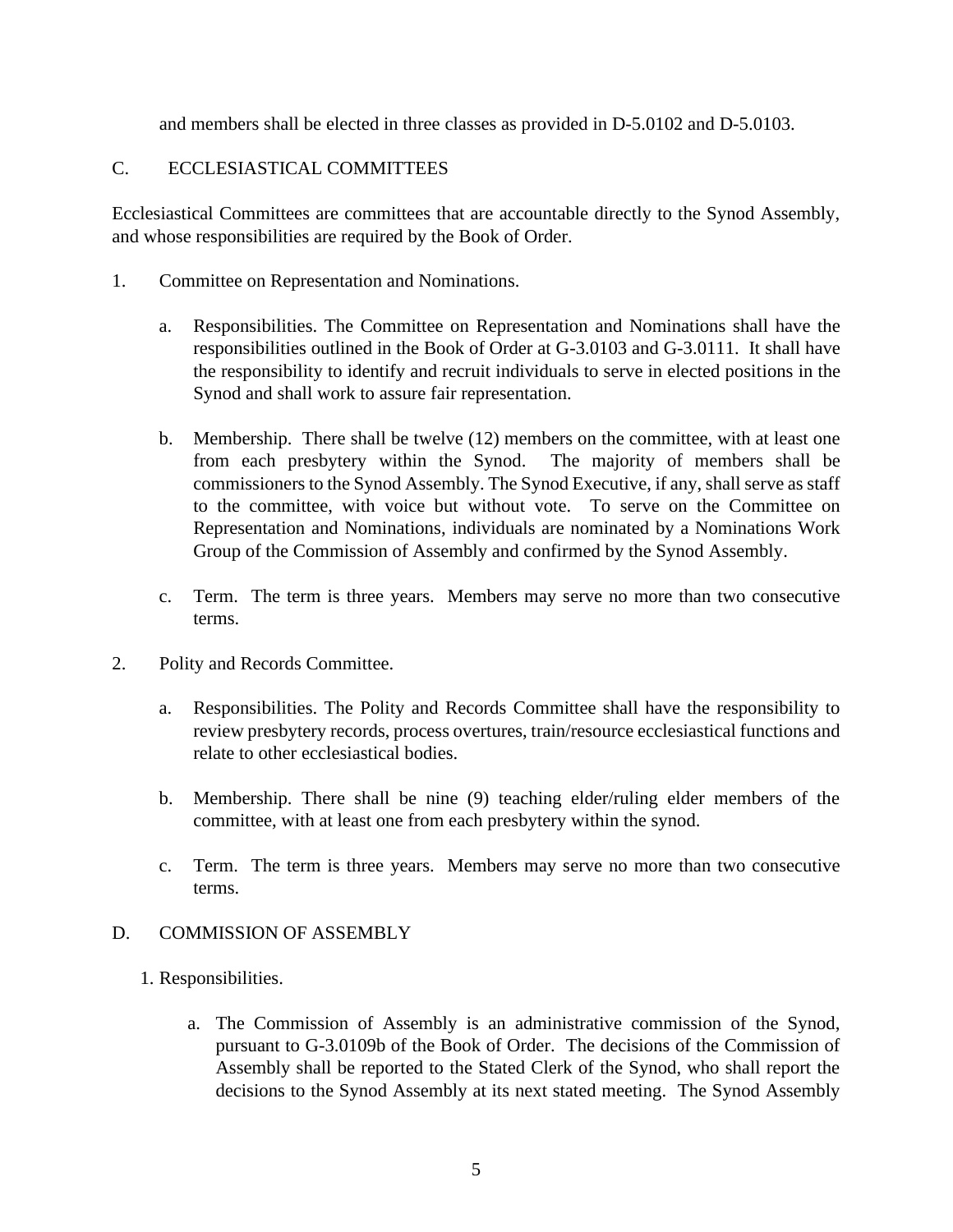and members shall be elected in three classes as provided in D-5.0102 and D-5.0103.

## C. ECCLESIASTICAL COMMITTEES

Ecclesiastical Committees are committees that are accountable directly to the Synod Assembly, and whose responsibilities are required by the Book of Order.

1. Committee on Representation and Nominations.

    a. Responsibilities. The Committee on Representation and Nominations shall have the responsibilities outlined in the Book of Order at G-3.0103 and G-3.0111. It shall have the responsibility to identify and recruit individuals to serve in elected positions in the Synod and shall work to assure fair representation.

    b. Membership. There shall be twelve (12) members on the committee, with at least one from each presbytery within the Synod. The majority of members shall be commissioners to the Synod Assembly. The Synod Executive, if any, shall serve as staff to the committee, with voice but without vote. To serve on the Committee on Representation and Nominations, individuals are nominated by a Nominations Work Group of the Commission of Assembly and confirmed by the Synod Assembly.

    c. Term. The term is three years. Members may serve no more than two consecutive terms.

2. Polity and Records Committee.

    a. Responsibilities. The Polity and Records Committee shall have the responsibility to review presbytery records, process overtures, train/resource ecclesiastical functions and relate to other ecclesiastical bodies.

    b. Membership. There shall be nine (9) teaching elder/ruling elder members of the committee, with at least one from each presbytery within the synod.

    c. Term. The term is three years. Members may serve no more than two consecutive terms.

## D. COMMISSION OF ASSEMBLY

1. Responsibilities.

    a. The Commission of Assembly is an administrative commission of the Synod, pursuant to G-3.0109b of the Book of Order. The decisions of the Commission of Assembly shall be reported to the Stated Clerk of the Synod, who shall report the decisions to the Synod Assembly at its next stated meeting. The Synod Assembly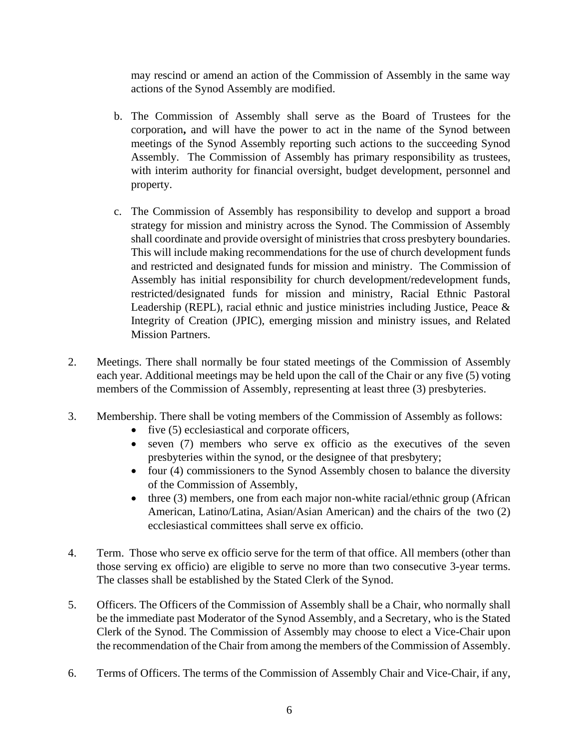may rescind or amend an action of the Commission of Assembly in the same way actions of the Synod Assembly are modified.

   b. The Commission of Assembly shall serve as the Board of Trustees for the corporation**,** and will have the power to act in the name of the Synod between meetings of the Synod Assembly reporting such actions to the succeeding Synod Assembly. The Commission of Assembly has primary responsibility as trustees, with interim authority for financial oversight, budget development, personnel and property.

   c. The Commission of Assembly has responsibility to develop and support a broad strategy for mission and ministry across the Synod. The Commission of Assembly shall coordinate and provide oversight of ministries that cross presbytery boundaries. This will include making recommendations for the use of church development funds and restricted and designated funds for mission and ministry. The Commission of Assembly has initial responsibility for church development/redevelopment funds, restricted/designated funds for mission and ministry, Racial Ethnic Pastoral Leadership (REPL), racial ethnic and justice ministries including Justice, Peace & Integrity of Creation (JPIC), emerging mission and ministry issues, and Related Mission Partners.

2. Meetings. There shall normally be four stated meetings of the Commission of Assembly each year. Additional meetings may be held upon the call of the Chair or any five (5) voting members of the Commission of Assembly, representing at least three (3) presbyteries.

3. Membership. There shall be voting members of the Commission of Assembly as follows:
   - five (5) ecclesiastical and corporate officers,
   - seven (7) members who serve ex officio as the executives of the seven presbyteries within the synod, or the designee of that presbytery;
   - four (4) commissioners to the Synod Assembly chosen to balance the diversity of the Commission of Assembly,
   - three (3) members, one from each major non-white racial/ethnic group (African American, Latino/Latina, Asian/Asian American) and the chairs of the two (2) ecclesiastical committees shall serve ex officio.

4. Term. Those who serve ex officio serve for the term of that office. All members (other than those serving ex officio) are eligible to serve no more than two consecutive 3-year terms. The classes shall be established by the Stated Clerk of the Synod.

5. Officers. The Officers of the Commission of Assembly shall be a Chair, who normally shall be the immediate past Moderator of the Synod Assembly, and a Secretary, who is the Stated Clerk of the Synod. The Commission of Assembly may choose to elect a Vice-Chair upon the recommendation of the Chair from among the members of the Commission of Assembly.

6. Terms of Officers. The terms of the Commission of Assembly Chair and Vice-Chair, if any,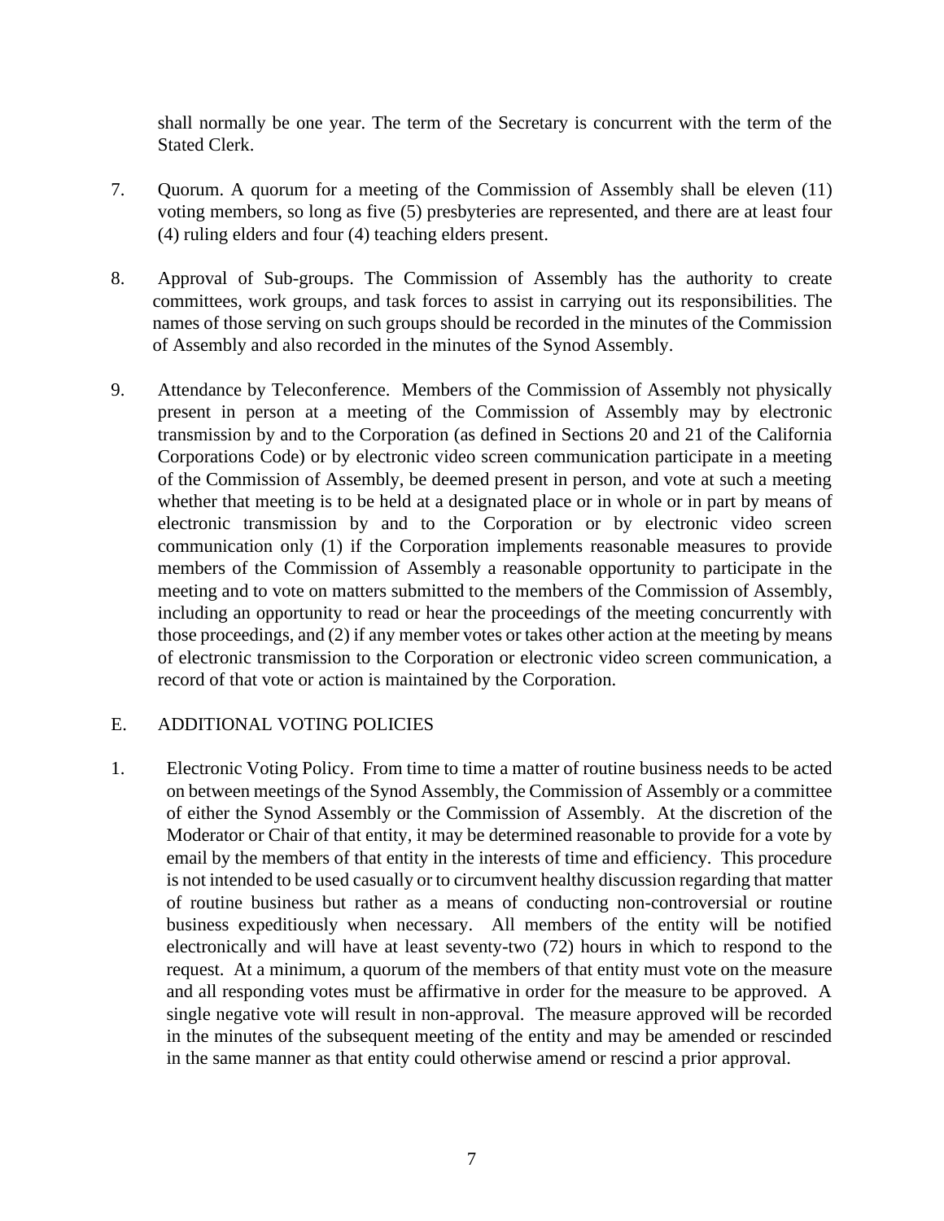shall normally be one year. The term of the Secretary is concurrent with the term of the Stated Clerk.

7. Quorum. A quorum for a meeting of the Commission of Assembly shall be eleven (11) voting members, so long as five (5) presbyteries are represented, and there are at least four (4) ruling elders and four (4) teaching elders present.

8. Approval of Sub-groups. The Commission of Assembly has the authority to create committees, work groups, and task forces to assist in carrying out its responsibilities. The names of those serving on such groups should be recorded in the minutes of the Commission of Assembly and also recorded in the minutes of the Synod Assembly.

9. Attendance by Teleconference. Members of the Commission of Assembly not physically present in person at a meeting of the Commission of Assembly may by electronic transmission by and to the Corporation (as defined in Sections 20 and 21 of the California Corporations Code) or by electronic video screen communication participate in a meeting of the Commission of Assembly, be deemed present in person, and vote at such a meeting whether that meeting is to be held at a designated place or in whole or in part by means of electronic transmission by and to the Corporation or by electronic video screen communication only (1) if the Corporation implements reasonable measures to provide members of the Commission of Assembly a reasonable opportunity to participate in the meeting and to vote on matters submitted to the members of the Commission of Assembly, including an opportunity to read or hear the proceedings of the meeting concurrently with those proceedings, and (2) if any member votes or takes other action at the meeting by means of electronic transmission to the Corporation or electronic video screen communication, a record of that vote or action is maintained by the Corporation.

## E. ADDITIONAL VOTING POLICIES

1. Electronic Voting Policy. From time to time a matter of routine business needs to be acted on between meetings of the Synod Assembly, the Commission of Assembly or a committee of either the Synod Assembly or the Commission of Assembly. At the discretion of the Moderator or Chair of that entity, it may be determined reasonable to provide for a vote by email by the members of that entity in the interests of time and efficiency. This procedure is not intended to be used casually or to circumvent healthy discussion regarding that matter of routine business but rather as a means of conducting non-controversial or routine business expeditiously when necessary. All members of the entity will be notified electronically and will have at least seventy-two (72) hours in which to respond to the request. At a minimum, a quorum of the members of that entity must vote on the measure and all responding votes must be affirmative in order for the measure to be approved. A single negative vote will result in non-approval. The measure approved will be recorded in the minutes of the subsequent meeting of the entity and may be amended or rescinded in the same manner as that entity could otherwise amend or rescind a prior approval.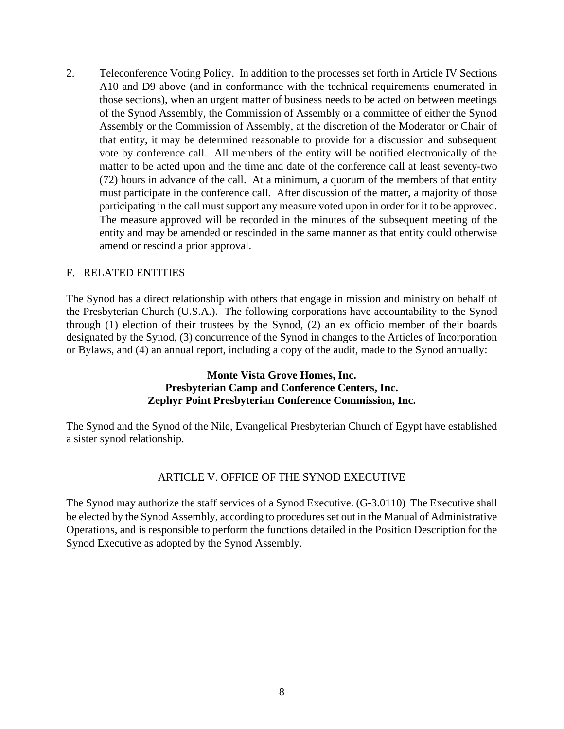2. Teleconference Voting Policy. In addition to the processes set forth in Article IV Sections A10 and D9 above (and in conformance with the technical requirements enumerated in those sections), when an urgent matter of business needs to be acted on between meetings of the Synod Assembly, the Commission of Assembly or a committee of either the Synod Assembly or the Commission of Assembly, at the discretion of the Moderator or Chair of that entity, it may be determined reasonable to provide for a discussion and subsequent vote by conference call. All members of the entity will be notified electronically of the matter to be acted upon and the time and date of the conference call at least seventy-two (72) hours in advance of the call. At a minimum, a quorum of the members of that entity must participate in the conference call. After discussion of the matter, a majority of those participating in the call must support any measure voted upon in order for it to be approved. The measure approved will be recorded in the minutes of the subsequent meeting of the entity and may be amended or rescinded in the same manner as that entity could otherwise amend or rescind a prior approval.

## F. RELATED ENTITIES

The Synod has a direct relationship with others that engage in mission and ministry on behalf of the Presbyterian Church (U.S.A.). The following corporations have accountability to the Synod through (1) election of their trustees by the Synod, (2) an ex officio member of their boards designated by the Synod, (3) concurrence of the Synod in changes to the Articles of Incorporation or Bylaws, and (4) an annual report, including a copy of the audit, made to the Synod annually:

**Monte Vista Grove Homes, Inc.**
**Presbyterian Camp and Conference Centers, Inc.**
**Zephyr Point Presbyterian Conference Commission, Inc.**

The Synod and the Synod of the Nile, Evangelical Presbyterian Church of Egypt have established a sister synod relationship.

## ARTICLE V. OFFICE OF THE SYNOD EXECUTIVE

The Synod may authorize the staff services of a Synod Executive. (G-3.0110) The Executive shall be elected by the Synod Assembly, according to procedures set out in the Manual of Administrative Operations, and is responsible to perform the functions detailed in the Position Description for the Synod Executive as adopted by the Synod Assembly.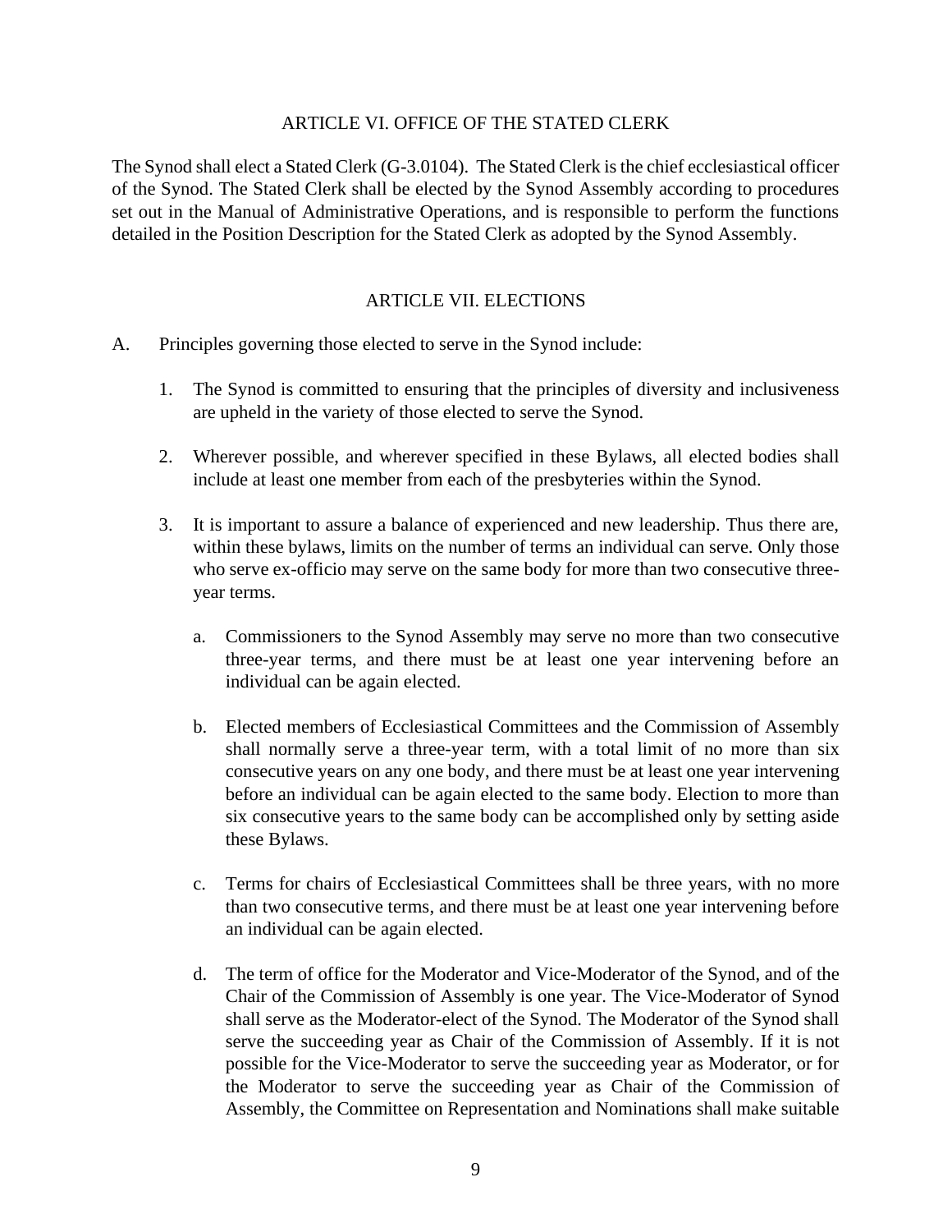## ARTICLE VI. OFFICE OF THE STATED CLERK

The Synod shall elect a Stated Clerk (G-3.0104). The Stated Clerk is the chief ecclesiastical officer of the Synod. The Stated Clerk shall be elected by the Synod Assembly according to procedures set out in the Manual of Administrative Operations, and is responsible to perform the functions detailed in the Position Description for the Stated Clerk as adopted by the Synod Assembly.

## ARTICLE VII. ELECTIONS

A. Principles governing those elected to serve in the Synod include:

1. The Synod is committed to ensuring that the principles of diversity and inclusiveness are upheld in the variety of those elected to serve the Synod.

2. Wherever possible, and wherever specified in these Bylaws, all elected bodies shall include at least one member from each of the presbyteries within the Synod.

3. It is important to assure a balance of experienced and new leadership. Thus there are, within these bylaws, limits on the number of terms an individual can serve. Only those who serve ex-officio may serve on the same body for more than two consecutive three-year terms.

   a. Commissioners to the Synod Assembly may serve no more than two consecutive three-year terms, and there must be at least one year intervening before an individual can be again elected.

   b. Elected members of Ecclesiastical Committees and the Commission of Assembly shall normally serve a three-year term, with a total limit of no more than six consecutive years on any one body, and there must be at least one year intervening before an individual can be again elected to the same body. Election to more than six consecutive years to the same body can be accomplished only by setting aside these Bylaws.

   c. Terms for chairs of Ecclesiastical Committees shall be three years, with no more than two consecutive terms, and there must be at least one year intervening before an individual can be again elected.

   d. The term of office for the Moderator and Vice-Moderator of the Synod, and of the Chair of the Commission of Assembly is one year. The Vice-Moderator of Synod shall serve as the Moderator-elect of the Synod. The Moderator of the Synod shall serve the succeeding year as Chair of the Commission of Assembly. If it is not possible for the Vice-Moderator to serve the succeeding year as Moderator, or for the Moderator to serve the succeeding year as Chair of the Commission of Assembly, the Committee on Representation and Nominations shall make suitable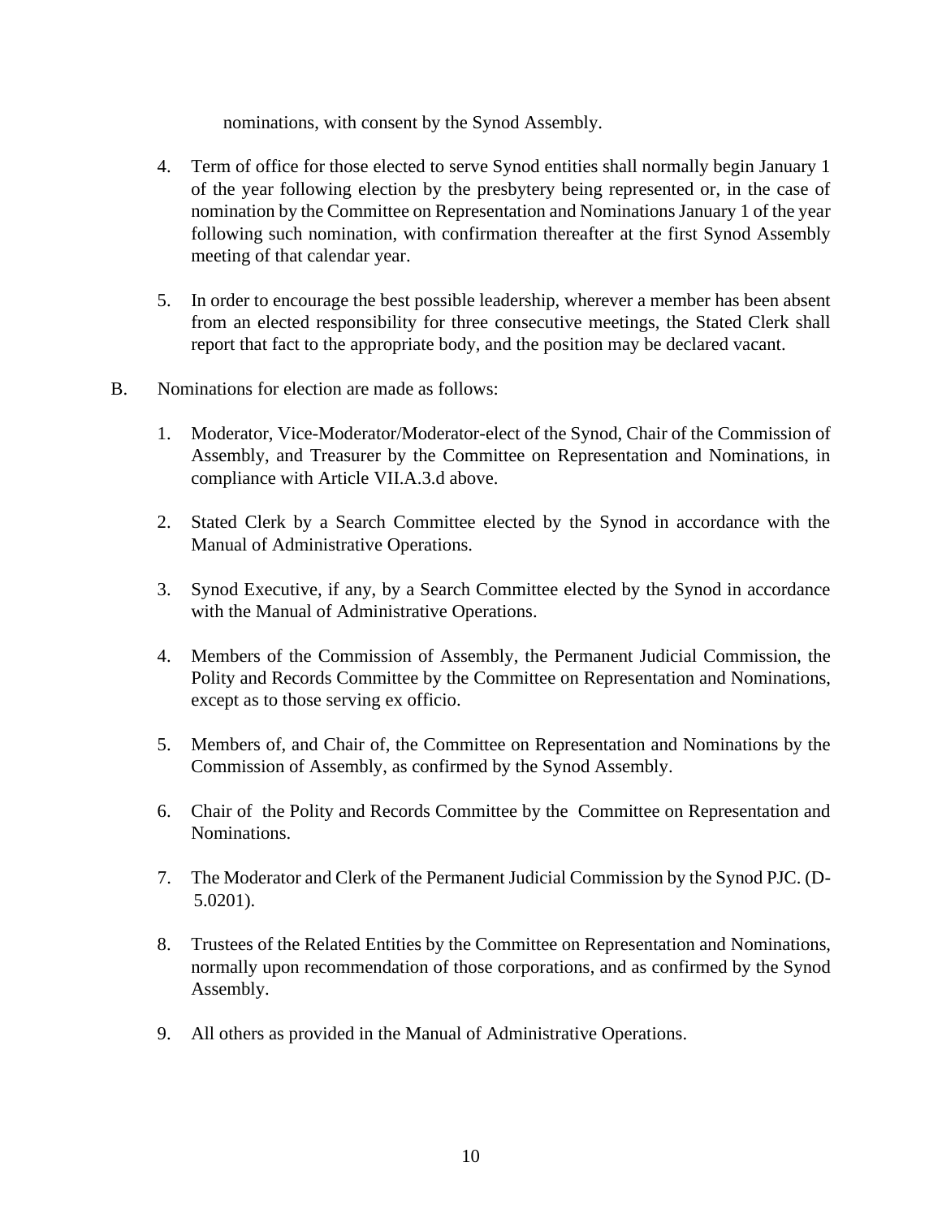nominations, with consent by the Synod Assembly.

4. Term of office for those elected to serve Synod entities shall normally begin January 1 of the year following election by the presbytery being represented or, in the case of nomination by the Committee on Representation and Nominations January 1 of the year following such nomination, with confirmation thereafter at the first Synod Assembly meeting of that calendar year.

5. In order to encourage the best possible leadership, wherever a member has been absent from an elected responsibility for three consecutive meetings, the Stated Clerk shall report that fact to the appropriate body, and the position may be declared vacant.

B. Nominations for election are made as follows:

1. Moderator, Vice-Moderator/Moderator-elect of the Synod, Chair of the Commission of Assembly, and Treasurer by the Committee on Representation and Nominations, in compliance with Article VII.A.3.d above.

2. Stated Clerk by a Search Committee elected by the Synod in accordance with the Manual of Administrative Operations.

3. Synod Executive, if any, by a Search Committee elected by the Synod in accordance with the Manual of Administrative Operations.

4. Members of the Commission of Assembly, the Permanent Judicial Commission, the Polity and Records Committee by the Committee on Representation and Nominations, except as to those serving ex officio.

5. Members of, and Chair of, the Committee on Representation and Nominations by the Commission of Assembly, as confirmed by the Synod Assembly.

6. Chair of the Polity and Records Committee by the Committee on Representation and Nominations.

7. The Moderator and Clerk of the Permanent Judicial Commission by the Synod PJC. (D-5.0201).

8. Trustees of the Related Entities by the Committee on Representation and Nominations, normally upon recommendation of those corporations, and as confirmed by the Synod Assembly.

9. All others as provided in the Manual of Administrative Operations.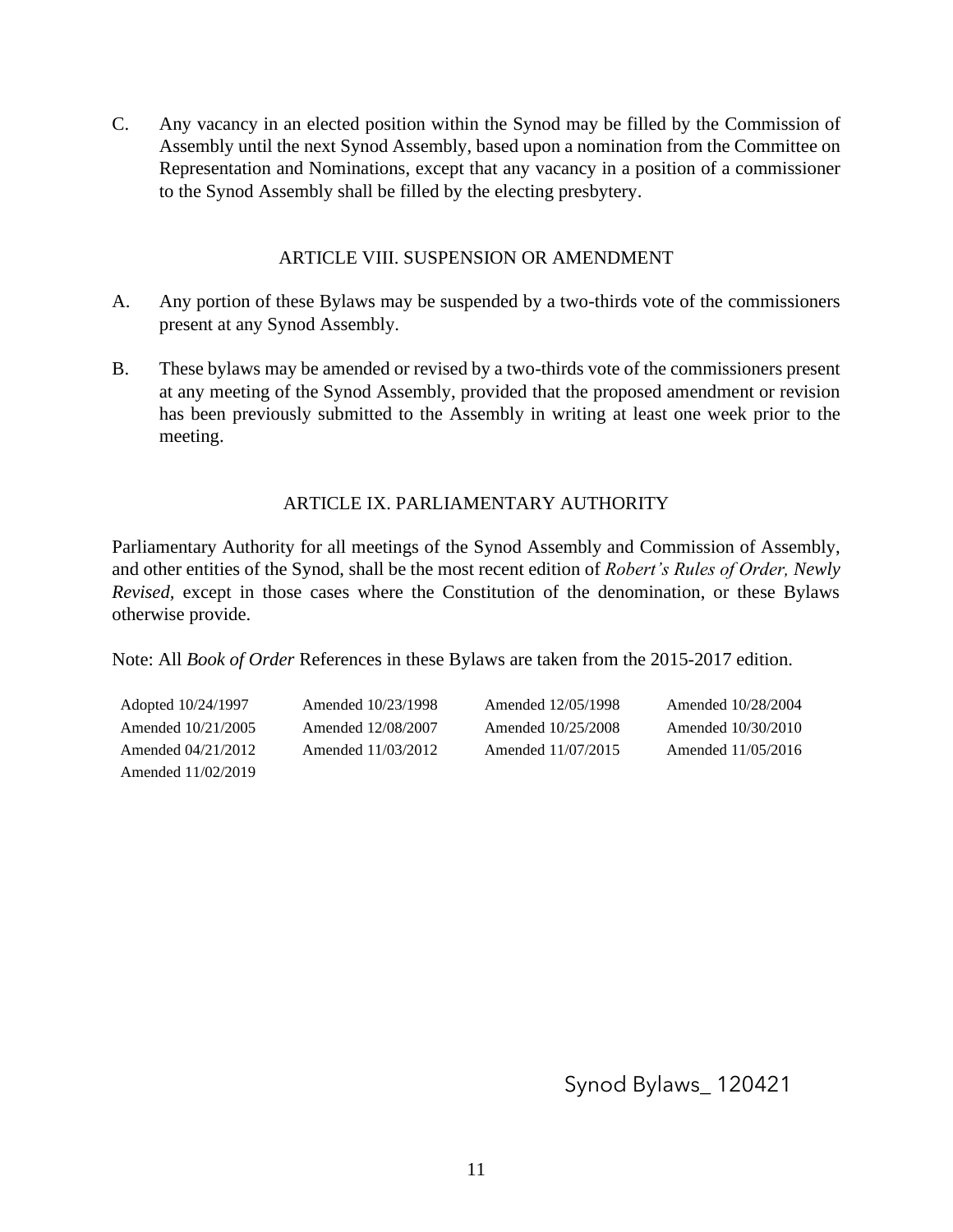C. Any vacancy in an elected position within the Synod may be filled by the Commission of Assembly until the next Synod Assembly, based upon a nomination from the Committee on Representation and Nominations, except that any vacancy in a position of a commissioner to the Synod Assembly shall be filled by the electing presbytery.

## ARTICLE VIII. SUSPENSION OR AMENDMENT

A. Any portion of these Bylaws may be suspended by a two-thirds vote of the commissioners present at any Synod Assembly.

B. These bylaws may be amended or revised by a two-thirds vote of the commissioners present at any meeting of the Synod Assembly, provided that the proposed amendment or revision has been previously submitted to the Assembly in writing at least one week prior to the meeting.

## ARTICLE IX. PARLIAMENTARY AUTHORITY

Parliamentary Authority for all meetings of the Synod Assembly and Commission of Assembly, and other entities of the Synod, shall be the most recent edition of *Robert's Rules of Order, Newly Revised,* except in those cases where the Constitution of the denomination, or these Bylaws otherwise provide.

Note: All *Book of Order* References in these Bylaws are taken from the 2015-2017 edition.

| | | | |
|---|---|---|---|
| Adopted 10/24/1997 | Amended 10/23/1998 | Amended 12/05/1998 | Amended 10/28/2004 |
| Amended 10/21/2005 | Amended 12/08/2007 | Amended 10/25/2008 | Amended 10/30/2010 |
| Amended 04/21/2012 | Amended 11/03/2012 | Amended 11/07/2015 | Amended 11/05/2016 |
| Amended 11/02/2019 | | | |

Synod Bylaws_ 120421